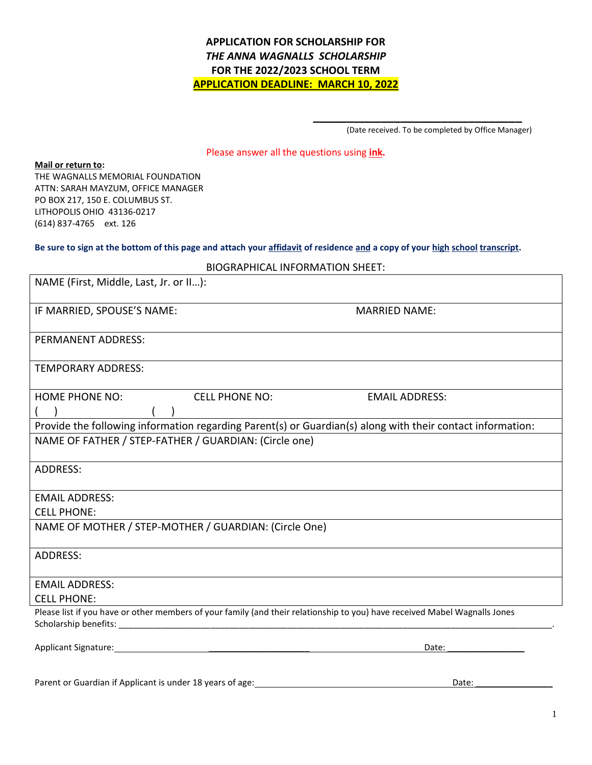**APPLICATION FOR SCHOLARSHIP FOR**
***THE ANNA WAGNALLS SCHOLARSHIP***
**FOR THE 2022/2023 SCHOOL TERM**
**APPLICATION DEADLINE: MARCH 10, 2022**

\_\_\_\_\_\_\_\_\_\_\_\_\_\_\_\_\_\_\_\_\_\_\_\_\_\_\_\_\_\_\_\_\_\_\_\_
(Date received. To be completed by Office Manager)

Please answer all the questions using **ink.**

**Mail or return to:**
THE WAGNALLS MEMORIAL FOUNDATION
ATTN: SARAH MAYZUM, OFFICE MANAGER
PO BOX 217, 150 E. COLUMBUS ST.
LITHOPOLIS OHIO 43136-0217
(614) 837-4765 ext. 126

**Be sure to sign at the bottom of this page and attach your affidavit of residence and a copy of your high school transcript.**

BIOGRAPHICAL INFORMATION SHEET:

| | | |
|---|---|---|
| NAME (First, Middle, Last, Jr. or II…): | | |
| IF MARRIED, SPOUSE'S NAME: | | MARRIED NAME: |
| PERMANENT ADDRESS: | | |
| TEMPORARY ADDRESS: | | |
| HOME PHONE NO: ( ) | CELL PHONE NO: ( ) | EMAIL ADDRESS: |
| Provide the following information regarding Parent(s) or Guardian(s) along with their contact information: | | |
| NAME OF FATHER / STEP-FATHER / GUARDIAN: (Circle one) | | |
| ADDRESS: | | |
| EMAIL ADDRESS:<br>CELL PHONE: | | |
| NAME OF MOTHER / STEP-MOTHER / GUARDIAN: (Circle One) | | |
| ADDRESS: | | |
| EMAIL ADDRESS:<br>CELL PHONE: | | |

Please list if you have or other members of your family (and their relationship to you) have received Mabel Wagnalls Jones Scholarship benefits: \_\_\_\_\_\_\_\_\_\_\_\_\_\_\_\_\_\_\_\_\_\_\_\_\_\_\_\_\_\_\_\_\_\_\_\_\_\_\_\_\_\_\_\_\_\_\_\_\_\_\_\_\_\_\_\_\_\_.

Applicant Signature: \_\_\_\_\_\_\_\_\_\_\_\_\_\_\_\_\_\_\_\_\_\_\_\_\_\_\_\_\_\_\_\_\_\_\_\_\_\_\_\_ Date: \_\_\_\_\_\_\_\_\_\_\_\_\_\_\_\_

Parent or Guardian if Applicant is under 18 years of age: \_\_\_\_\_\_\_\_\_\_\_\_\_\_\_\_\_\_\_\_\_\_\_\_\_\_\_\_\_\_\_\_\_\_\_\_\_\_\_\_ Date: \_\_\_\_\_\_\_\_\_\_\_\_\_\_\_\_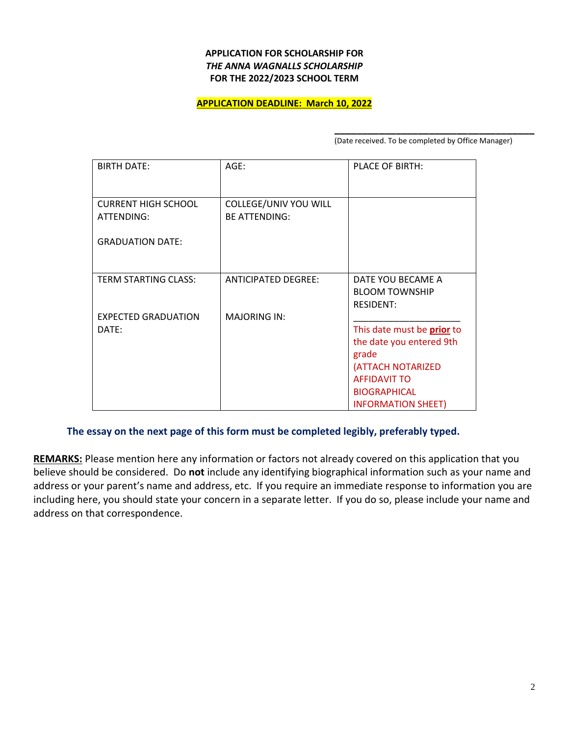**APPLICATION FOR SCHOLARSHIP FOR**
***THE ANNA WAGNALLS SCHOLARSHIP***
**FOR THE 2022/2023 SCHOOL TERM**

**APPLICATION DEADLINE: March 10, 2022**

\_\_\_\_\_\_\_\_\_\_\_\_\_\_\_\_\_\_\_\_\_\_\_\_\_\_\_\_\_\_\_\_\_\_\_\_\_\_\_\_
(Date received. To be completed by Office Manager)

| BIRTH DATE: | AGE: | PLACE OF BIRTH: |
|---|---|---|
| CURRENT HIGH SCHOOL ATTENDING:<br><br>GRADUATION DATE: | COLLEGE/UNIV YOU WILL BE ATTENDING: | |
| TERM STARTING CLASS:<br><br>EXPECTED GRADUATION DATE: | ANTICIPATED DEGREE:<br><br>MAJORING IN: | DATE YOU BECAME A BLOOM TOWNSHIP RESIDENT:<br>\_\_\_\_\_\_\_\_\_\_\_\_\_\_\_\_\_\_\_\_<br>This date must be **prior** to the date you entered 9th grade<br>(ATTACH NOTARIZED AFFIDAVIT TO BIOGRAPHICAL INFORMATION SHEET) |

**The essay on the next page of this form must be completed legibly, preferably typed.**

**REMARKS:** Please mention here any information or factors not already covered on this application that you believe should be considered. Do **not** include any identifying biographical information such as your name and address or your parent's name and address, etc. If you require an immediate response to information you are including here, you should state your concern in a separate letter. If you do so, please include your name and address on that correspondence.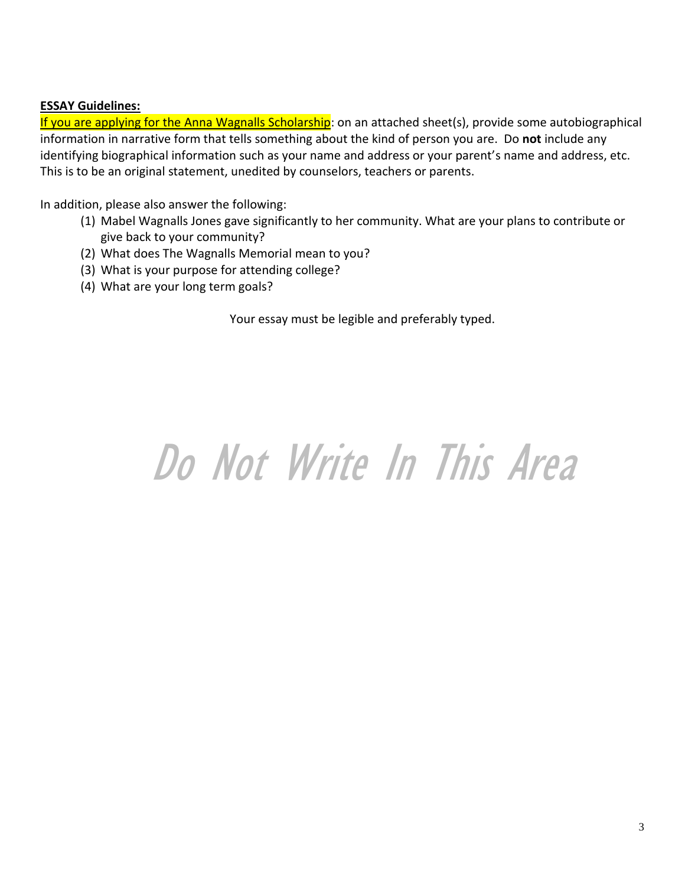**ESSAY Guidelines:**

If you are applying for the Anna Wagnalls Scholarship: on an attached sheet(s), provide some autobiographical information in narrative form that tells something about the kind of person you are. Do **not** include any identifying biographical information such as your name and address or your parent's name and address, etc. This is to be an original statement, unedited by counselors, teachers or parents.

In addition, please also answer the following:

1. Mabel Wagnalls Jones gave significantly to her community. What are your plans to contribute or give back to your community?
2. What does The Wagnalls Memorial mean to you?
3. What is your purpose for attending college?
4. What are your long term goals?

Your essay must be legible and preferably typed.

*Do Not Write In This Area*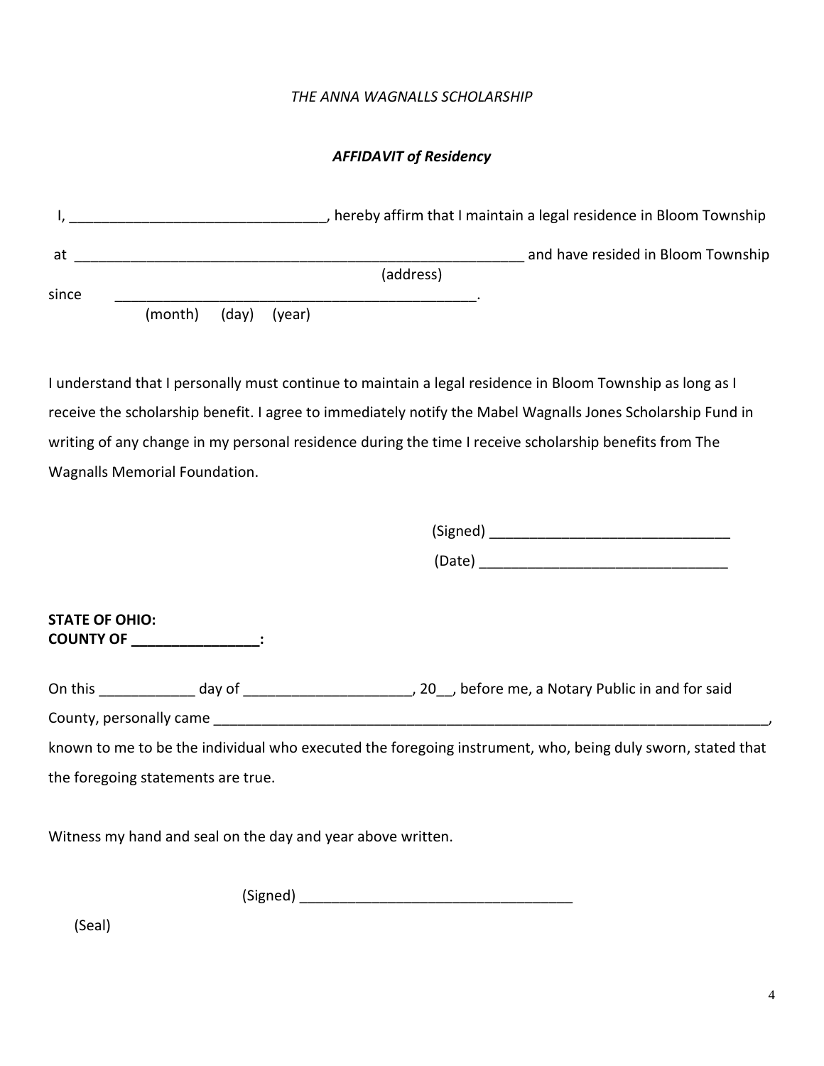*THE ANNA WAGNALLS SCHOLARSHIP*

***AFFIDAVIT of Residency***

I, ________________________________, hereby affirm that I maintain a legal residence in Bloom Township

at ___________________________________________________________ and have resided in Bloom Township
(address)

since ______________________________________________.
(month) (day) (year)

I understand that I personally must continue to maintain a legal residence in Bloom Township as long as I receive the scholarship benefit. I agree to immediately notify the Mabel Wagnalls Jones Scholarship Fund in writing of any change in my personal residence during the time I receive scholarship benefits from The Wagnalls Memorial Foundation.

(Signed) ______________________________

(Date) _______________________________

**STATE OF OHIO:**
**COUNTY OF ________________:**

On this ____________ day of _____________________, 20__, before me, a Notary Public in and for said County, personally came _________________________________________________________________________, known to me to be the individual who executed the foregoing instrument, who, being duly sworn, stated that the foregoing statements are true.

Witness my hand and seal on the day and year above written.

(Signed) __________________________________

(Seal)